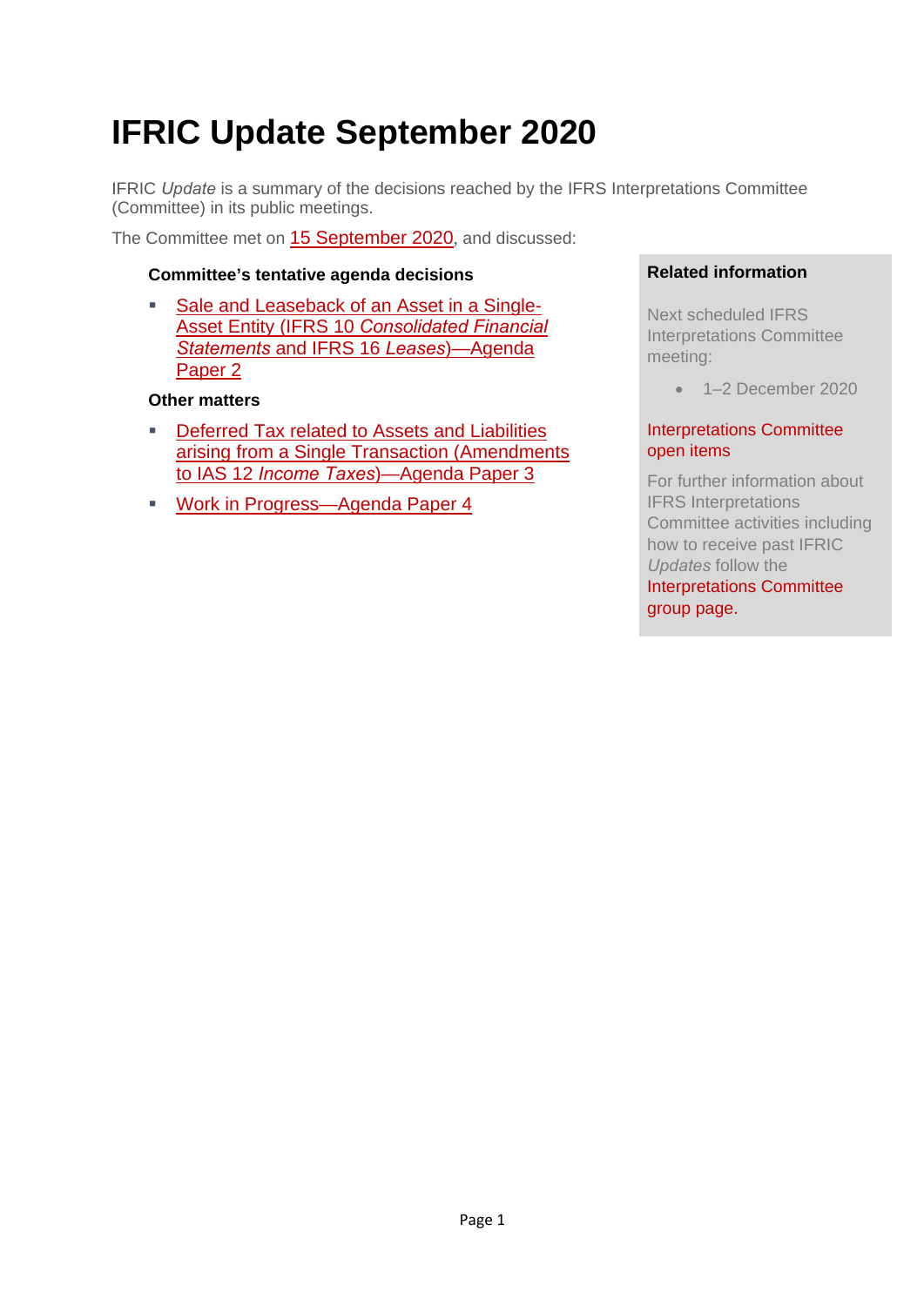# IFRIC Update September 2020

IFRIC *Update* is a summary of the decisions reached by the IFRS Interpretations Committee (Committee) in its public meetings.

The Committee met on 15 September 2020, and discussed:

**Committee's tentative agenda decisions**

- Sale and Leaseback of an Asset in a Single-Asset Entity (IFRS 10 *Consolidated Financial Statements* and IFRS 16 *Leases*)—Agenda Paper 2

**Other matters**

- Deferred Tax related to Assets and Liabilities arising from a Single Transaction (Amendments to IAS 12 *Income Taxes*)—Agenda Paper 3
- Work in Progress—Agenda Paper 4

**Related information**

Next scheduled IFRS Interpretations Committee meeting:

- 1–2 December 2020

Interpretations Committee open items

For further information about IFRS Interpretations Committee activities including how to receive past IFRIC *Updates* follow the Interpretations Committee group page.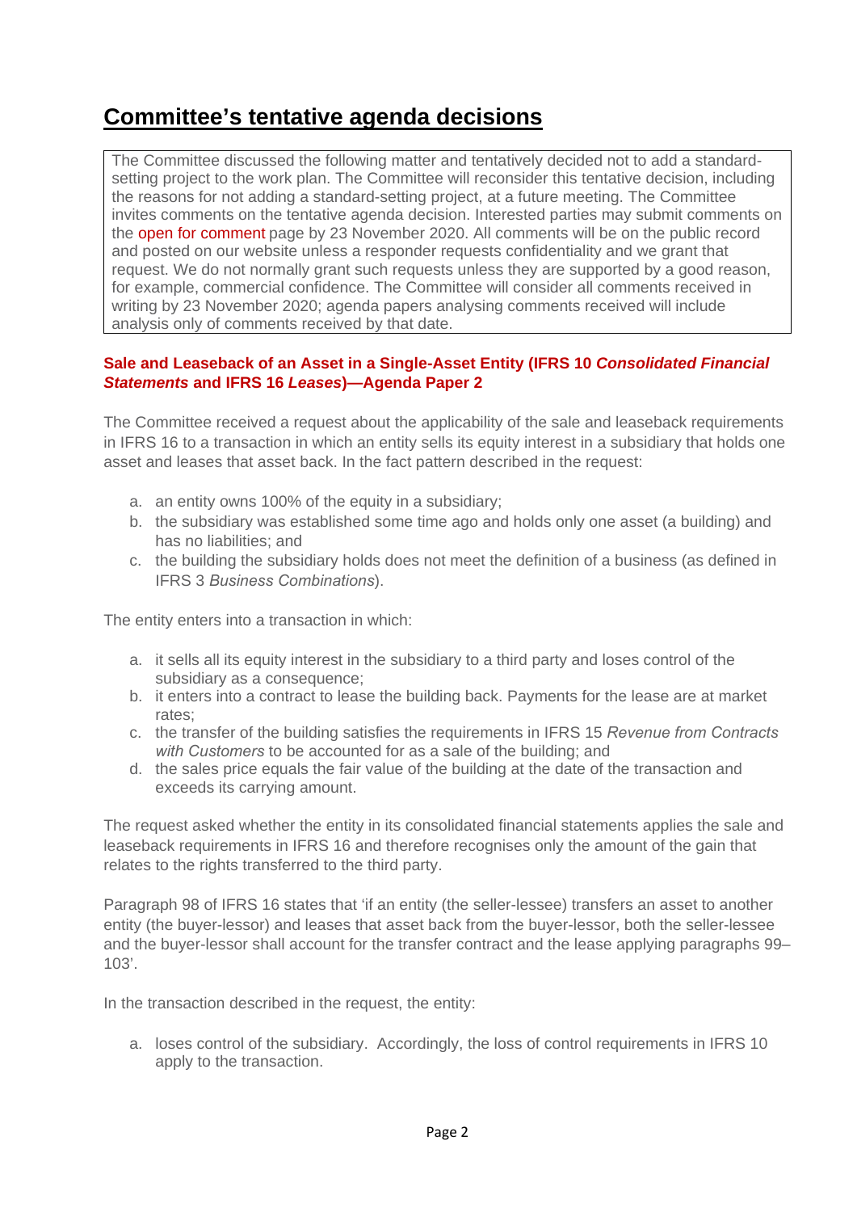# Committee's tentative agenda decisions

The Committee discussed the following matter and tentatively decided not to add a standard-setting project to the work plan. The Committee will reconsider this tentative decision, including the reasons for not adding a standard-setting project, at a future meeting. The Committee invites comments on the tentative agenda decision. Interested parties may submit comments on the open for comment page by 23 November 2020. All comments will be on the public record and posted on our website unless a responder requests confidentiality and we grant that request. We do not normally grant such requests unless they are supported by a good reason, for example, commercial confidence. The Committee will consider all comments received in writing by 23 November 2020; agenda papers analysing comments received will include analysis only of comments received by that date.

### Sale and Leaseback of an Asset in a Single-Asset Entity (IFRS 10 *Consolidated Financial Statements* and IFRS 16 *Leases*)—Agenda Paper 2

The Committee received a request about the applicability of the sale and leaseback requirements in IFRS 16 to a transaction in which an entity sells its equity interest in a subsidiary that holds one asset and leases that asset back. In the fact pattern described in the request:

a. an entity owns 100% of the equity in a subsidiary;
b. the subsidiary was established some time ago and holds only one asset (a building) and has no liabilities; and
c. the building the subsidiary holds does not meet the definition of a business (as defined in IFRS 3 *Business Combinations*).

The entity enters into a transaction in which:

a. it sells all its equity interest in the subsidiary to a third party and loses control of the subsidiary as a consequence;
b. it enters into a contract to lease the building back. Payments for the lease are at market rates;
c. the transfer of the building satisfies the requirements in IFRS 15 *Revenue from Contracts with Customers* to be accounted for as a sale of the building; and
d. the sales price equals the fair value of the building at the date of the transaction and exceeds its carrying amount.

The request asked whether the entity in its consolidated financial statements applies the sale and leaseback requirements in IFRS 16 and therefore recognises only the amount of the gain that relates to the rights transferred to the third party.

Paragraph 98 of IFRS 16 states that 'if an entity (the seller-lessee) transfers an asset to another entity (the buyer-lessor) and leases that asset back from the buyer-lessor, both the seller-lessee and the buyer-lessor shall account for the transfer contract and the lease applying paragraphs 99–103'.

In the transaction described in the request, the entity:

a. loses control of the subsidiary. Accordingly, the loss of control requirements in IFRS 10 apply to the transaction.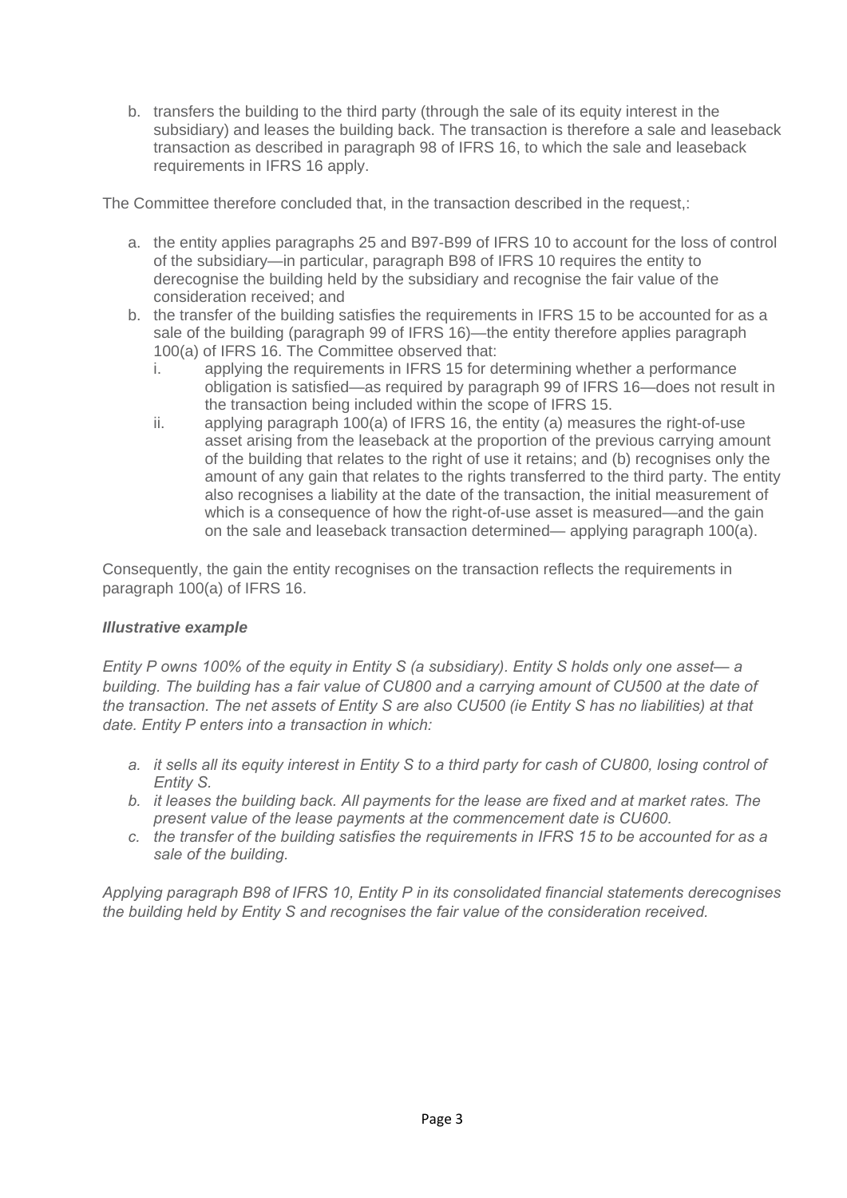b. transfers the building to the third party (through the sale of its equity interest in the subsidiary) and leases the building back. The transaction is therefore a sale and leaseback transaction as described in paragraph 98 of IFRS 16, to which the sale and leaseback requirements in IFRS 16 apply.

The Committee therefore concluded that, in the transaction described in the request,:

a. the entity applies paragraphs 25 and B97-B99 of IFRS 10 to account for the loss of control of the subsidiary—in particular, paragraph B98 of IFRS 10 requires the entity to derecognise the building held by the subsidiary and recognise the fair value of the consideration received; and
b. the transfer of the building satisfies the requirements in IFRS 15 to be accounted for as a sale of the building (paragraph 99 of IFRS 16)—the entity therefore applies paragraph 100(a) of IFRS 16. The Committee observed that:
    i. applying the requirements in IFRS 15 for determining whether a performance obligation is satisfied—as required by paragraph 99 of IFRS 16—does not result in the transaction being included within the scope of IFRS 15.
    ii. applying paragraph 100(a) of IFRS 16, the entity (a) measures the right-of-use asset arising from the leaseback at the proportion of the previous carrying amount of the building that relates to the right of use it retains; and (b) recognises only the amount of any gain that relates to the rights transferred to the third party. The entity also recognises a liability at the date of the transaction, the initial measurement of which is a consequence of how the right-of-use asset is measured—and the gain on the sale and leaseback transaction determined— applying paragraph 100(a).

Consequently, the gain the entity recognises on the transaction reflects the requirements in paragraph 100(a) of IFRS 16.

***Illustrative example***

*Entity P owns 100% of the equity in Entity S (a subsidiary). Entity S holds only one asset— a building. The building has a fair value of CU800 and a carrying amount of CU500 at the date of the transaction. The net assets of Entity S are also CU500 (ie Entity S has no liabilities) at that date. Entity P enters into a transaction in which:*

*a. it sells all its equity interest in Entity S to a third party for cash of CU800, losing control of Entity S.*
*b. it leases the building back. All payments for the lease are fixed and at market rates. The present value of the lease payments at the commencement date is CU600.*
*c. the transfer of the building satisfies the requirements in IFRS 15 to be accounted for as a sale of the building.*

*Applying paragraph B98 of IFRS 10, Entity P in its consolidated financial statements derecognises the building held by Entity S and recognises the fair value of the consideration received.*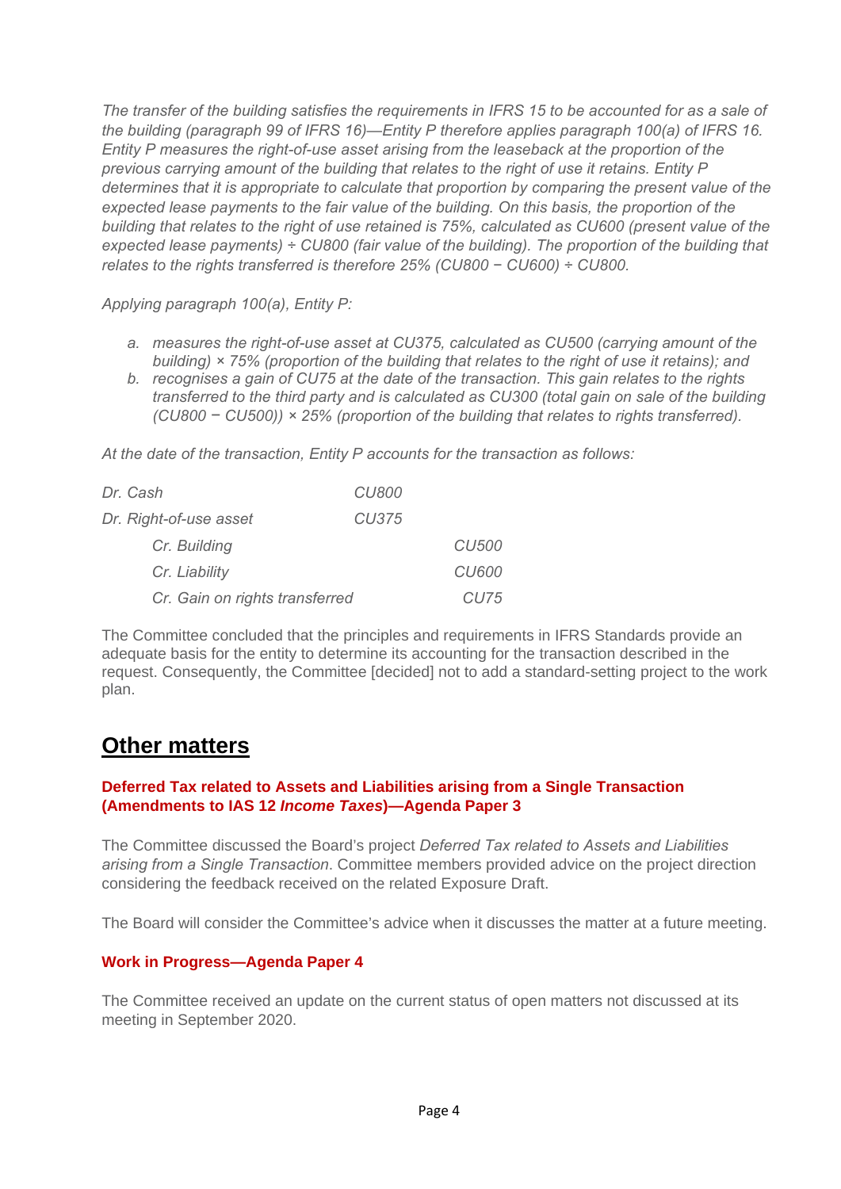*The transfer of the building satisfies the requirements in IFRS 15 to be accounted for as a sale of the building (paragraph 99 of IFRS 16)—Entity P therefore applies paragraph 100(a) of IFRS 16. Entity P measures the right-of-use asset arising from the leaseback at the proportion of the previous carrying amount of the building that relates to the right of use it retains. Entity P determines that it is appropriate to calculate that proportion by comparing the present value of the expected lease payments to the fair value of the building. On this basis, the proportion of the building that relates to the right of use retained is 75%, calculated as CU600 (present value of the expected lease payments) ÷ CU800 (fair value of the building). The proportion of the building that relates to the rights transferred is therefore 25% (CU800 − CU600) ÷ CU800.*

*Applying paragraph 100(a), Entity P:*

a. *measures the right-of-use asset at CU375, calculated as CU500 (carrying amount of the building) × 75% (proportion of the building that relates to the right of use it retains); and*
b. *recognises a gain of CU75 at the date of the transaction. This gain relates to the rights transferred to the third party and is calculated as CU300 (total gain on sale of the building (CU800 − CU500)) × 25% (proportion of the building that relates to rights transferred).*

*At the date of the transaction, Entity P accounts for the transaction as follows:*

| | | |
|---|---|---|
| *Dr. Cash* | *CU800* | |
| *Dr. Right-of-use asset* | *CU375* | |
| *Cr. Building* | | *CU500* |
| *Cr. Liability* | | *CU600* |
| *Cr. Gain on rights transferred* | | *CU75* |

The Committee concluded that the principles and requirements in IFRS Standards provide an adequate basis for the entity to determine its accounting for the transaction described in the request. Consequently, the Committee [decided] not to add a standard-setting project to the work plan.

## Other matters

### Deferred Tax related to Assets and Liabilities arising from a Single Transaction (Amendments to IAS 12 *Income Taxes*)—Agenda Paper 3

The Committee discussed the Board's project *Deferred Tax related to Assets and Liabilities arising from a Single Transaction*. Committee members provided advice on the project direction considering the feedback received on the related Exposure Draft.

The Board will consider the Committee's advice when it discusses the matter at a future meeting.

### Work in Progress—Agenda Paper 4

The Committee received an update on the current status of open matters not discussed at its meeting in September 2020.